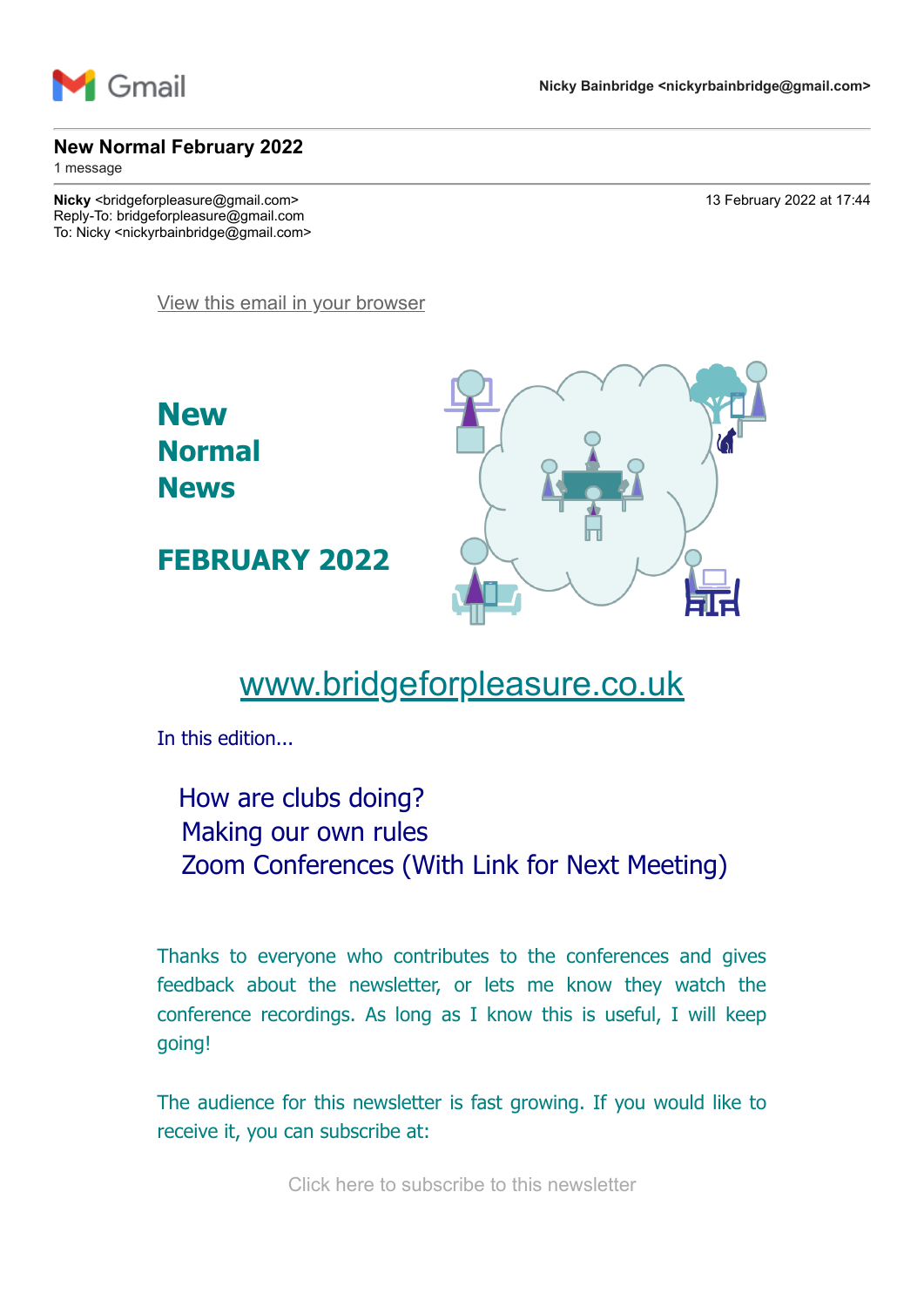Gmail

Nicky Bainbridge <nickyrbainbridge@gmail.com>

# New Normal February 2022

1 message

**Nicky** <bridgeforpleasure@gmail.com>
Reply-To: bridgeforpleasure@gmail.com
To: Nicky <nickyrbainbridge@gmail.com>

13 February 2022 at 17:44

View this email in your browser

## New Normal News

## FEBRUARY 2022

www.bridgeforpleasure.co.uk

In this edition...

- How are clubs doing?
- Making our own rules
- Zoom Conferences (With Link for Next Meeting)

Thanks to everyone who contributes to the conferences and gives feedback about the newsletter, or lets me know they watch the conference recordings. As long as I know this is useful, I will keep going!

The audience for this newsletter is fast growing. If you would like to receive it, you can subscribe at:

Click here to subscribe to this newsletter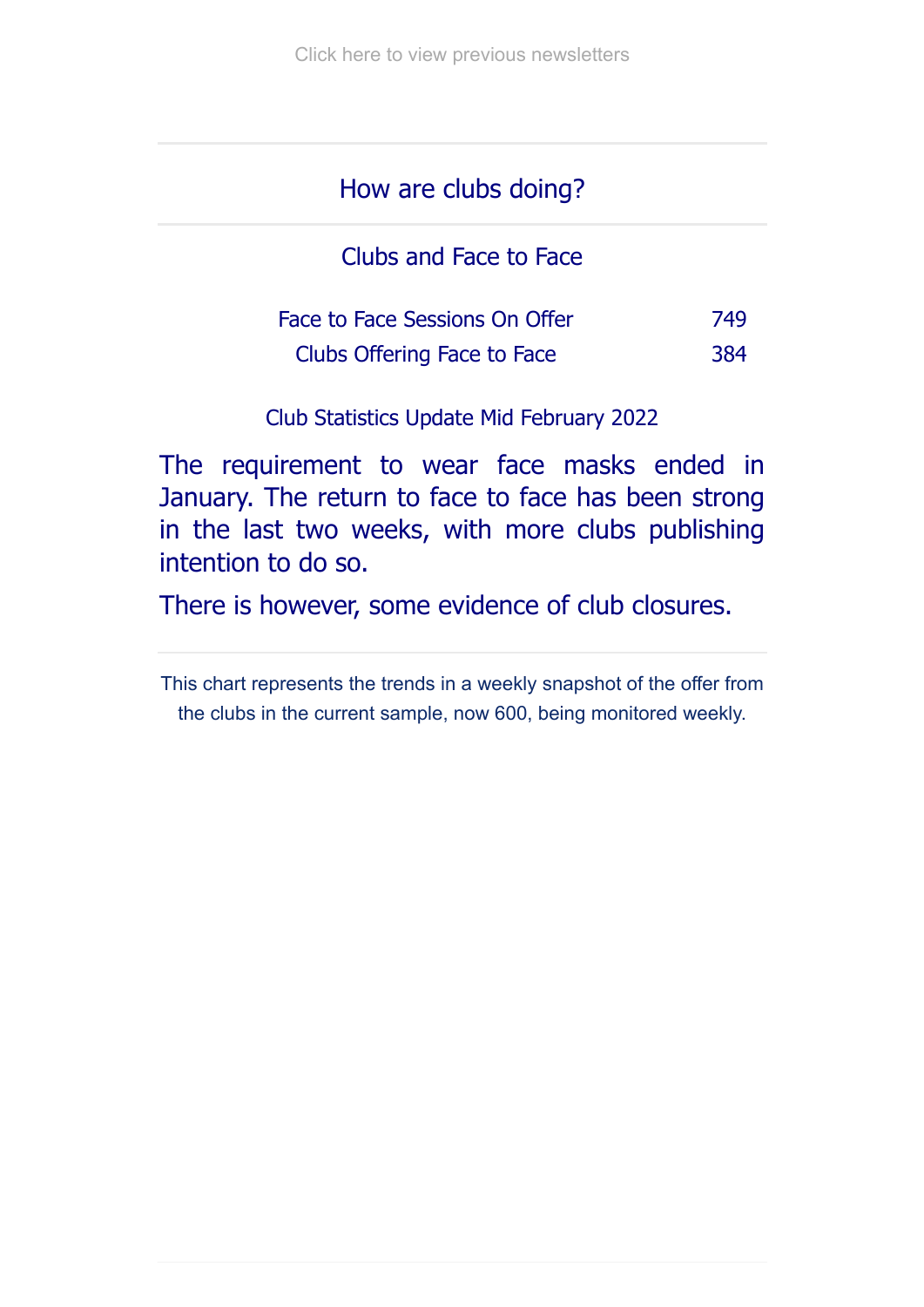Click here to view previous newsletters

## How are clubs doing?

### Clubs and Face to Face

| | |
|---|---|
| Face to Face Sessions On Offer | 749 |
| Clubs Offering Face to Face | 384 |

Club Statistics Update Mid February 2022

The requirement to wear face masks ended in January. The return to face to face has been strong in the last two weeks, with more clubs publishing intention to do so.

There is however, some evidence of club closures.

This chart represents the trends in a weekly snapshot of the offer from the clubs in the current sample, now 600, being monitored weekly.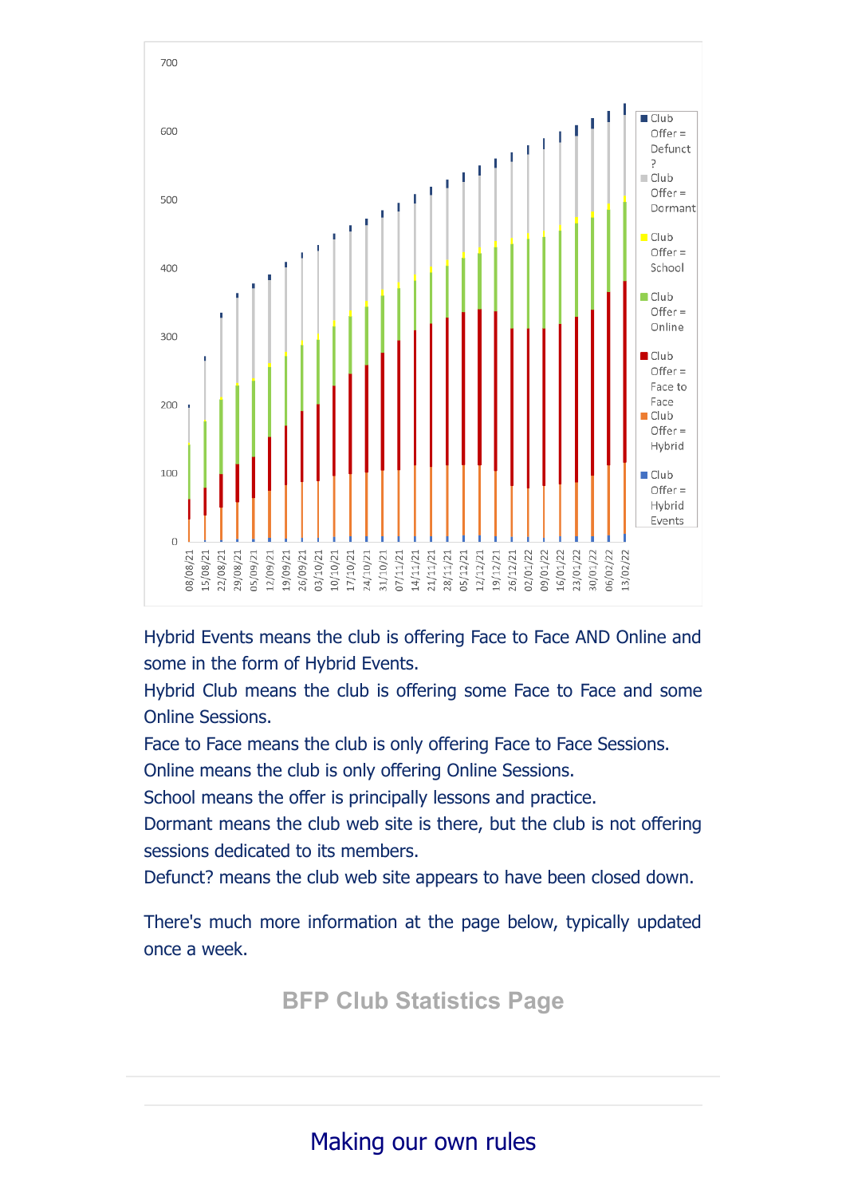Hybrid Events means the club is offering Face to Face AND Online and some in the form of Hybrid Events.

Hybrid Club means the club is offering some Face to Face and some Online Sessions.

Face to Face means the club is only offering Face to Face Sessions.

Online means the club is only offering Online Sessions.

School means the offer is principally lessons and practice.

Dormant means the club web site is there, but the club is not offering sessions dedicated to its members.

Defunct? means the club web site appears to have been closed down.

There's much more information at the page below, typically updated once a week.

**BFP Club Statistics Page**

---

## Making our own rules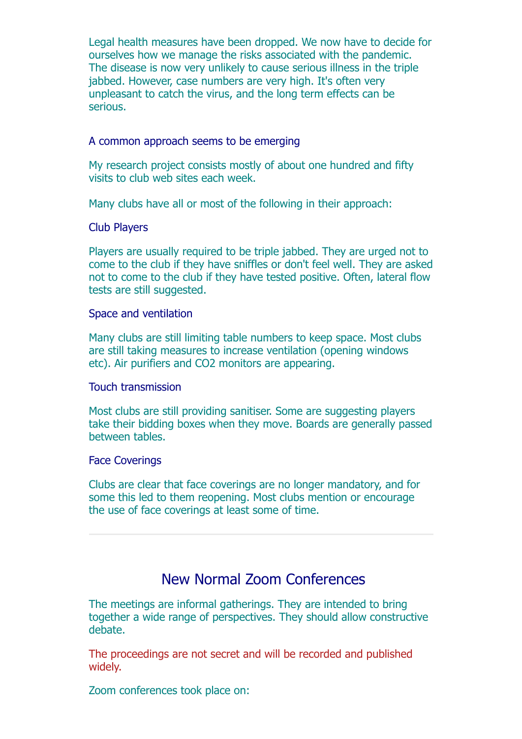Legal health measures have been dropped. We now have to decide for ourselves how we manage the risks associated with the pandemic. The disease is now very unlikely to cause serious illness in the triple jabbed. However, case numbers are very high. It's often very unpleasant to catch the virus, and the long term effects can be serious.

### A common approach seems to be emerging

My research project consists mostly of about one hundred and fifty visits to club web sites each week.

Many clubs have all or most of the following in their approach:

#### Club Players

Players are usually required to be triple jabbed. They are urged not to come to the club if they have sniffles or don't feel well. They are asked not to come to the club if they have tested positive. Often, lateral flow tests are still suggested.

#### Space and ventilation

Many clubs are still limiting table numbers to keep space. Most clubs are still taking measures to increase ventilation (opening windows etc). Air purifiers and CO2 monitors are appearing.

#### Touch transmission

Most clubs are still providing sanitiser. Some are suggesting players take their bidding boxes when they move. Boards are generally passed between tables.

#### Face Coverings

Clubs are clear that face coverings are no longer mandatory, and for some this led to them reopening. Most clubs mention or encourage the use of face coverings at least some of time.

---

## New Normal Zoom Conferences

The meetings are informal gatherings. They are intended to bring together a wide range of perspectives. They should allow constructive debate.

The proceedings are not secret and will be recorded and published widely.

Zoom conferences took place on: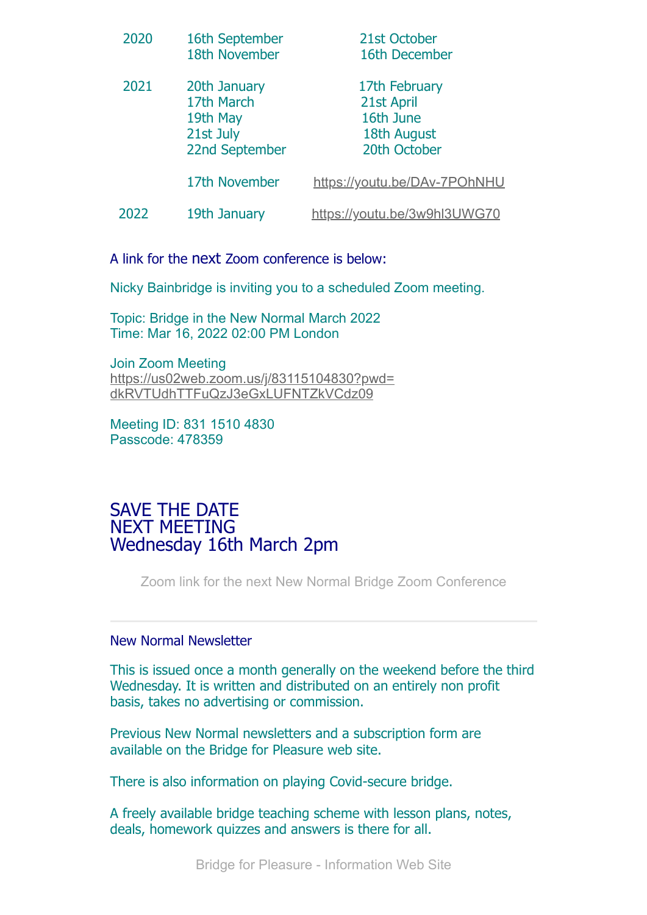| | | |
|---|---|---|
| 2020 | 16th September | 21st October |
| | 18th November | 16th December |
| 2021 | 20th January | 17th February |
| | 17th March | 21st April |
| | 19th May | 16th June |
| | 21st July | 18th August |
| | 22nd September | 20th October |
| | 17th November | https://youtu.be/DAv-7POhNHU |
| 2022 | 19th January | https://youtu.be/3w9hl3UWG70 |

A link for the next Zoom conference is below:

Nicky Bainbridge is inviting you to a scheduled Zoom meeting.

Topic: Bridge in the New Normal March 2022
Time: Mar 16, 2022 02:00 PM London

Join Zoom Meeting
https://us02web.zoom.us/j/83115104830?pwd=dkRVTUdhTTFuQzJ3eGxLUFNTZkVCdz09

Meeting ID: 831 1510 4830
Passcode: 478359

## SAVE THE DATE
## NEXT MEETING
## Wednesday 16th March 2pm

Zoom link for the next New Normal Bridge Zoom Conference

---

New Normal Newsletter

This is issued once a month generally on the weekend before the third Wednesday. It is written and distributed on an entirely non profit basis, takes no advertising or commission.

Previous New Normal newsletters and a subscription form are available on the Bridge for Pleasure web site.

There is also information on playing Covid-secure bridge.

A freely available bridge teaching scheme with lesson plans, notes, deals, homework quizzes and answers is there for all.

Bridge for Pleasure - Information Web Site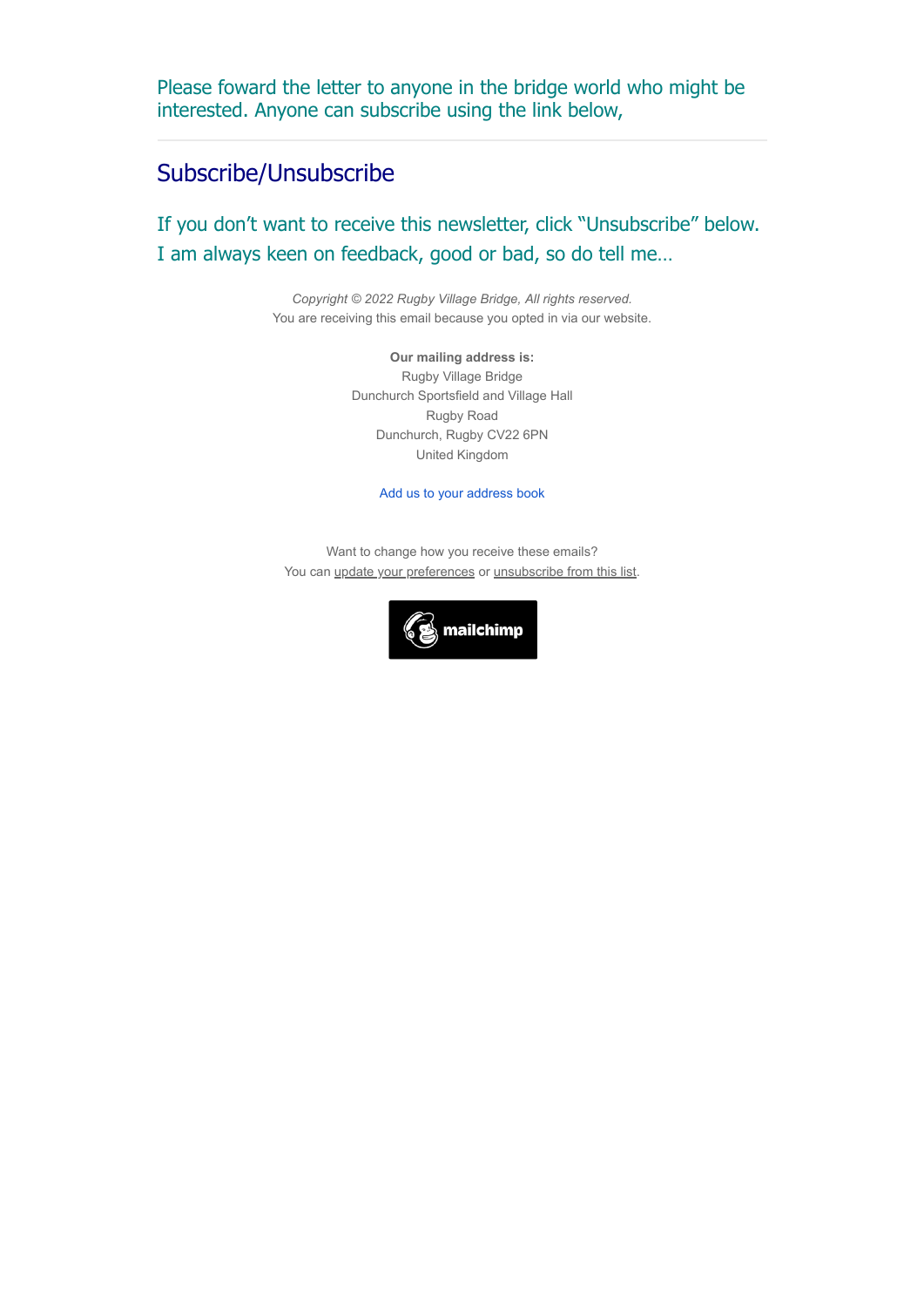Please foward the letter to anyone in the bridge world who might be interested. Anyone can subscribe using the link below,

---

## Subscribe/Unsubscribe

If you don't want to receive this newsletter, click "Unsubscribe" below.
I am always keen on feedback, good or bad, so do tell me…

*Copyright © 2022 Rugby Village Bridge, All rights reserved.*
You are receiving this email because you opted in via our website.

**Our mailing address is:**
Rugby Village Bridge
Dunchurch Sportsfield and Village Hall
Rugby Road
Dunchurch, Rugby CV22 6PN
United Kingdom

Add us to your address book

Want to change how you receive these emails?
You can update your preferences or unsubscribe from this list.

mailchimp